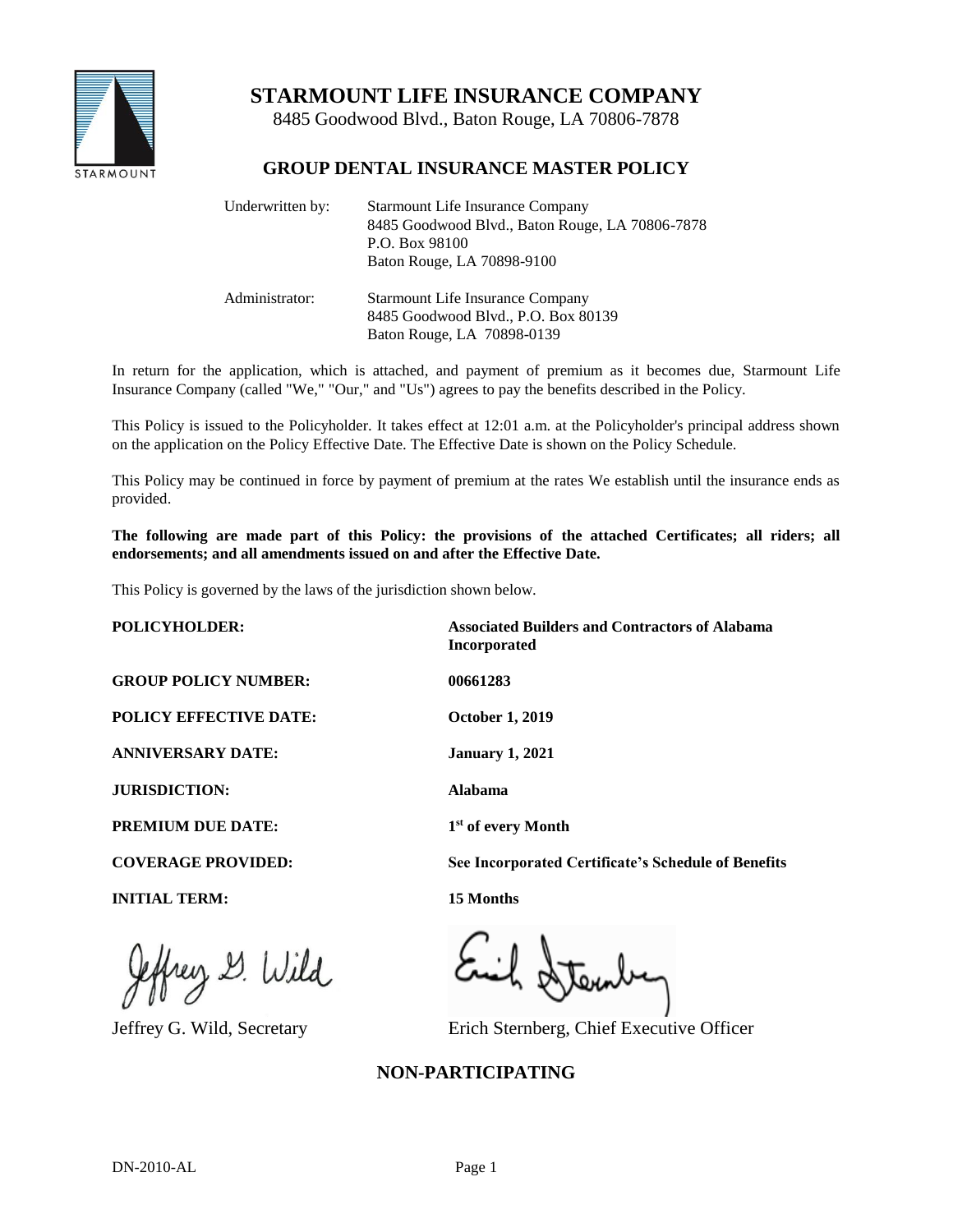# STARMOUNT LIFE INSURANCE COMPANY

8485 Goodwood Blvd., Baton Rouge, LA 70806-7878

## GROUP DENTAL INSURANCE MASTER POLICY

| | |
|---|---|
| Underwritten by: | Starmount Life Insurance Company<br>8485 Goodwood Blvd., Baton Rouge, LA 70806-7878<br>P.O. Box 98100<br>Baton Rouge, LA 70898-9100 |
| Administrator: | Starmount Life Insurance Company<br>8485 Goodwood Blvd., P.O. Box 80139<br>Baton Rouge, LA 70898-0139 |

In return for the application, which is attached, and payment of premium as it becomes due, Starmount Life Insurance Company (called "We," "Our," and "Us") agrees to pay the benefits described in the Policy.

This Policy is issued to the Policyholder. It takes effect at 12:01 a.m. at the Policyholder's principal address shown on the application on the Policy Effective Date. The Effective Date is shown on the Policy Schedule.

This Policy may be continued in force by payment of premium at the rates We establish until the insurance ends as provided.

**The following are made part of this Policy: the provisions of the attached Certificates; all riders; all endorsements; and all amendments issued on and after the Effective Date.**

This Policy is governed by the laws of the jurisdiction shown below.

| | |
|---|---|
| **POLICYHOLDER:** | **Associated Builders and Contractors of Alabama Incorporated** |
| **GROUP POLICY NUMBER:** | **00661283** |
| **POLICY EFFECTIVE DATE:** | **October 1, 2019** |
| **ANNIVERSARY DATE:** | **January 1, 2021** |
| **JURISDICTION:** | **Alabama** |
| **PREMIUM DUE DATE:** | **1st of every Month** |
| **COVERAGE PROVIDED:** | **See Incorporated Certificate's Schedule of Benefits** |
| **INITIAL TERM:** | **15 Months** |

Jeffrey G. Wild, Secretary

Erich Sternberg, Chief Executive Officer

**NON-PARTICIPATING**

DN-2010-AL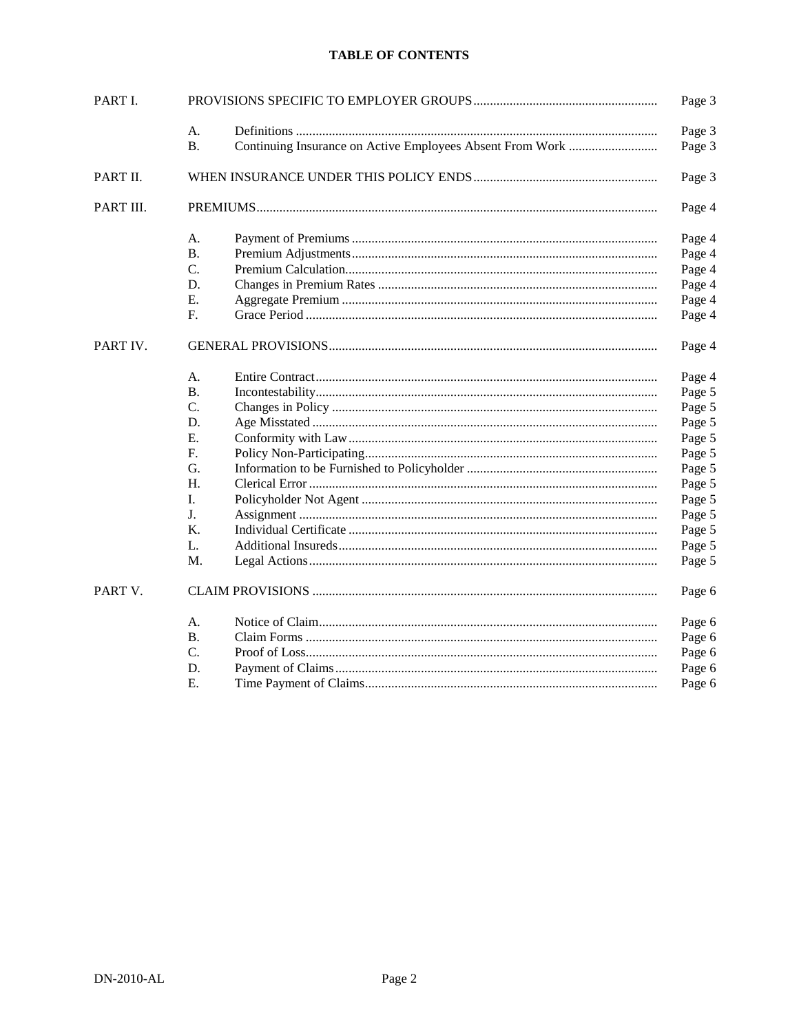## TABLE OF CONTENTS

| | | | |
|---|---|---|---|
| PART I. | | PROVISIONS SPECIFIC TO EMPLOYER GROUPS | Page 3 |
| | A. | Definitions | Page 3 |
| | B. | Continuing Insurance on Active Employees Absent From Work | Page 3 |
| PART II. | | WHEN INSURANCE UNDER THIS POLICY ENDS | Page 3 |
| PART III. | | PREMIUMS | Page 4 |
| | A. | Payment of Premiums | Page 4 |
| | B. | Premium Adjustments | Page 4 |
| | C. | Premium Calculation | Page 4 |
| | D. | Changes in Premium Rates | Page 4 |
| | E. | Aggregate Premium | Page 4 |
| | F. | Grace Period | Page 4 |
| PART IV. | | GENERAL PROVISIONS | Page 4 |
| | A. | Entire Contract | Page 4 |
| | B. | Incontestability | Page 5 |
| | C. | Changes in Policy | Page 5 |
| | D. | Age Misstated | Page 5 |
| | E. | Conformity with Law | Page 5 |
| | F. | Policy Non-Participating | Page 5 |
| | G. | Information to be Furnished to Policyholder | Page 5 |
| | H. | Clerical Error | Page 5 |
| | I. | Policyholder Not Agent | Page 5 |
| | J. | Assignment | Page 5 |
| | K. | Individual Certificate | Page 5 |
| | L. | Additional Insureds | Page 5 |
| | M. | Legal Actions | Page 5 |
| PART V. | | CLAIM PROVISIONS | Page 6 |
| | A. | Notice of Claim | Page 6 |
| | B. | Claim Forms | Page 6 |
| | C. | Proof of Loss | Page 6 |
| | D. | Payment of Claims | Page 6 |
| | E. | Time Payment of Claims | Page 6 |

DN-2010-AL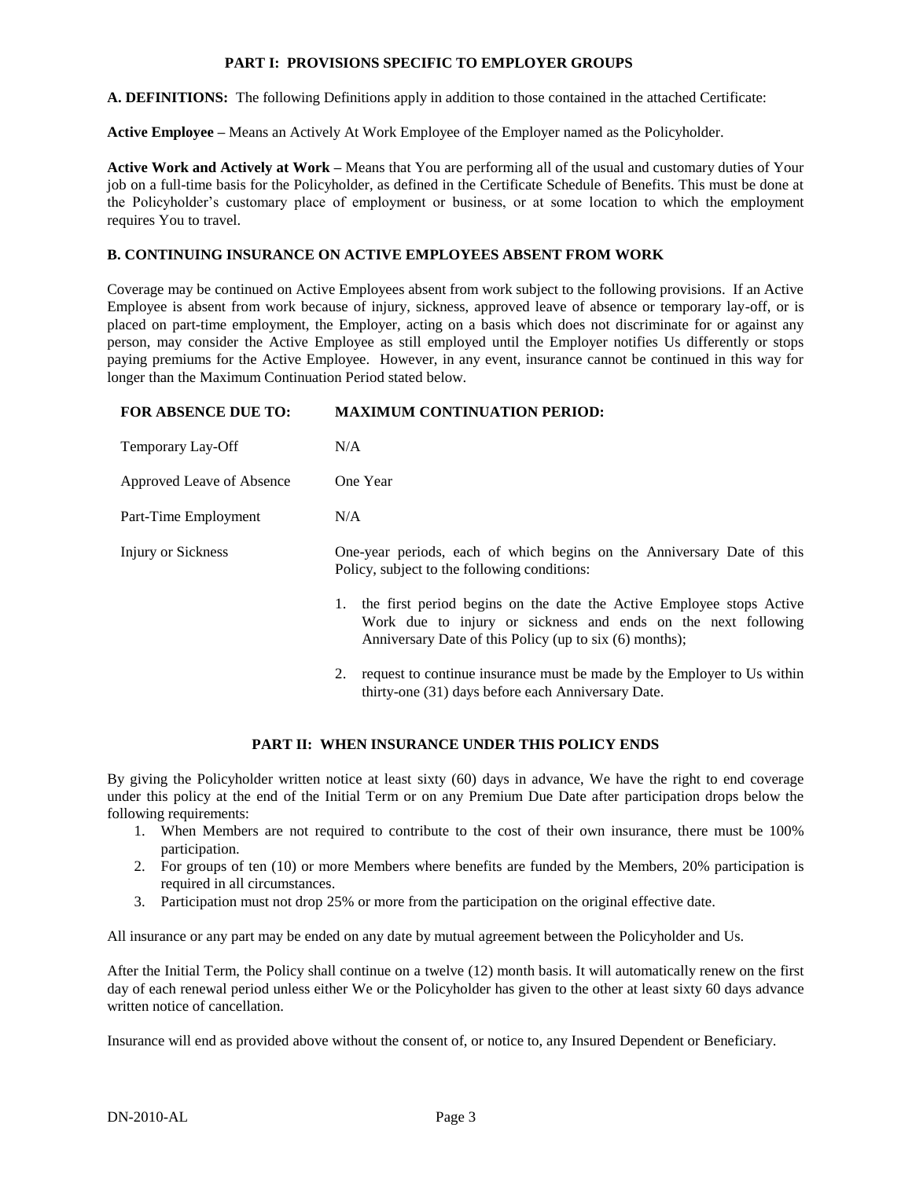## PART I: PROVISIONS SPECIFIC TO EMPLOYER GROUPS

**A. DEFINITIONS:** The following Definitions apply in addition to those contained in the attached Certificate:

**Active Employee –** Means an Actively At Work Employee of the Employer named as the Policyholder.

**Active Work and Actively at Work –** Means that You are performing all of the usual and customary duties of Your job on a full-time basis for the Policyholder, as defined in the Certificate Schedule of Benefits. This must be done at the Policyholder's customary place of employment or business, or at some location to which the employment requires You to travel.

### B. CONTINUING INSURANCE ON ACTIVE EMPLOYEES ABSENT FROM WORK

Coverage may be continued on Active Employees absent from work subject to the following provisions. If an Active Employee is absent from work because of injury, sickness, approved leave of absence or temporary lay-off, or is placed on part-time employment, the Employer, acting on a basis which does not discriminate for or against any person, may consider the Active Employee as still employed until the Employer notifies Us differently or stops paying premiums for the Active Employee. However, in any event, insurance cannot be continued in this way for longer than the Maximum Continuation Period stated below.

| FOR ABSENCE DUE TO: | MAXIMUM CONTINUATION PERIOD: |
|---|---|
| Temporary Lay-Off | N/A |
| Approved Leave of Absence | One Year |
| Part-Time Employment | N/A |
| Injury or Sickness | One-year periods, each of which begins on the Anniversary Date of this Policy, subject to the following conditions:<br>1. the first period begins on the date the Active Employee stops Active Work due to injury or sickness and ends on the next following Anniversary Date of this Policy (up to six (6) months);<br>2. request to continue insurance must be made by the Employer to Us within thirty-one (31) days before each Anniversary Date. |

## PART II: WHEN INSURANCE UNDER THIS POLICY ENDS

By giving the Policyholder written notice at least sixty (60) days in advance, We have the right to end coverage under this policy at the end of the Initial Term or on any Premium Due Date after participation drops below the following requirements:

1. When Members are not required to contribute to the cost of their own insurance, there must be 100% participation.
2. For groups of ten (10) or more Members where benefits are funded by the Members, 20% participation is required in all circumstances.
3. Participation must not drop 25% or more from the participation on the original effective date.

All insurance or any part may be ended on any date by mutual agreement between the Policyholder and Us.

After the Initial Term, the Policy shall continue on a twelve (12) month basis. It will automatically renew on the first day of each renewal period unless either We or the Policyholder has given to the other at least sixty 60 days advance written notice of cancellation.

Insurance will end as provided above without the consent of, or notice to, any Insured Dependent or Beneficiary.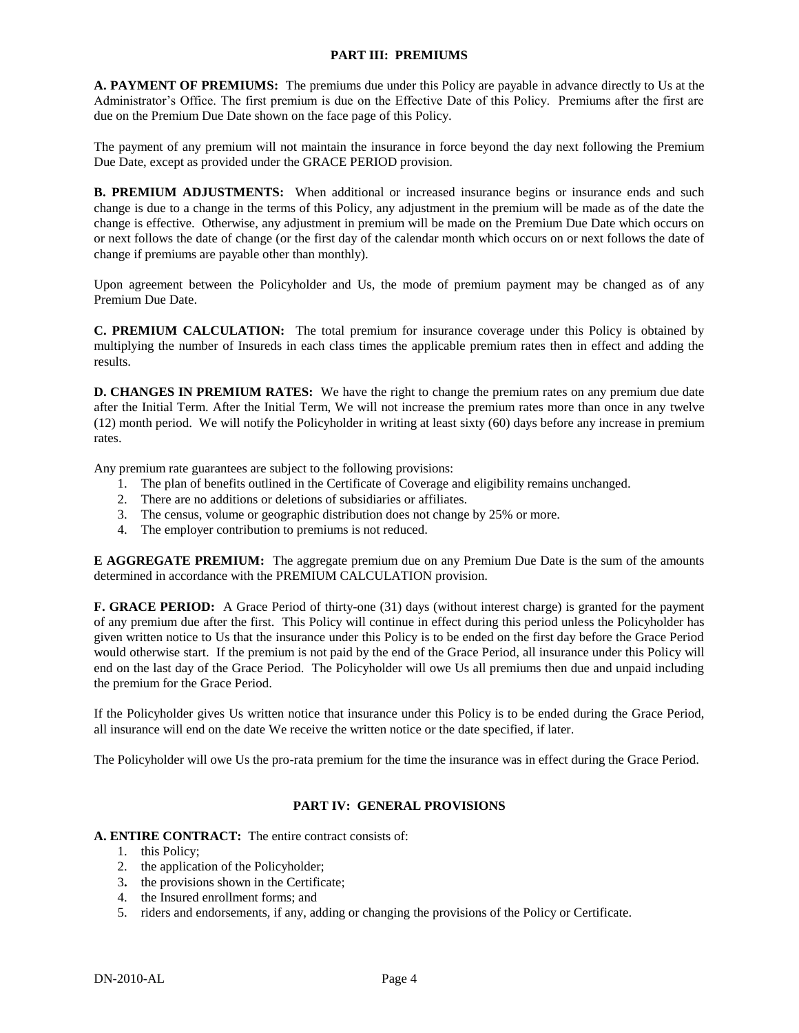## PART III: PREMIUMS

**A. PAYMENT OF PREMIUMS:** The premiums due under this Policy are payable in advance directly to Us at the Administrator's Office. The first premium is due on the Effective Date of this Policy. Premiums after the first are due on the Premium Due Date shown on the face page of this Policy.

The payment of any premium will not maintain the insurance in force beyond the day next following the Premium Due Date, except as provided under the GRACE PERIOD provision.

**B. PREMIUM ADJUSTMENTS:** When additional or increased insurance begins or insurance ends and such change is due to a change in the terms of this Policy, any adjustment in the premium will be made as of the date the change is effective. Otherwise, any adjustment in premium will be made on the Premium Due Date which occurs on or next follows the date of change (or the first day of the calendar month which occurs on or next follows the date of change if premiums are payable other than monthly).

Upon agreement between the Policyholder and Us, the mode of premium payment may be changed as of any Premium Due Date.

**C. PREMIUM CALCULATION:** The total premium for insurance coverage under this Policy is obtained by multiplying the number of Insureds in each class times the applicable premium rates then in effect and adding the results.

**D. CHANGES IN PREMIUM RATES:** We have the right to change the premium rates on any premium due date after the Initial Term. After the Initial Term, We will not increase the premium rates more than once in any twelve (12) month period. We will notify the Policyholder in writing at least sixty (60) days before any increase in premium rates.

Any premium rate guarantees are subject to the following provisions:

1. The plan of benefits outlined in the Certificate of Coverage and eligibility remains unchanged.
2. There are no additions or deletions of subsidiaries or affiliates.
3. The census, volume or geographic distribution does not change by 25% or more.
4. The employer contribution to premiums is not reduced.

**E AGGREGATE PREMIUM:** The aggregate premium due on any Premium Due Date is the sum of the amounts determined in accordance with the PREMIUM CALCULATION provision.

**F. GRACE PERIOD:** A Grace Period of thirty-one (31) days (without interest charge) is granted for the payment of any premium due after the first. This Policy will continue in effect during this period unless the Policyholder has given written notice to Us that the insurance under this Policy is to be ended on the first day before the Grace Period would otherwise start. If the premium is not paid by the end of the Grace Period, all insurance under this Policy will end on the last day of the Grace Period. The Policyholder will owe Us all premiums then due and unpaid including the premium for the Grace Period.

If the Policyholder gives Us written notice that insurance under this Policy is to be ended during the Grace Period, all insurance will end on the date We receive the written notice or the date specified, if later.

The Policyholder will owe Us the pro-rata premium for the time the insurance was in effect during the Grace Period.

## PART IV: GENERAL PROVISIONS

**A. ENTIRE CONTRACT:** The entire contract consists of:

1. this Policy;
2. the application of the Policyholder;
3. the provisions shown in the Certificate;
4. the Insured enrollment forms; and
5. riders and endorsements, if any, adding or changing the provisions of the Policy or Certificate.

DN-2010-AL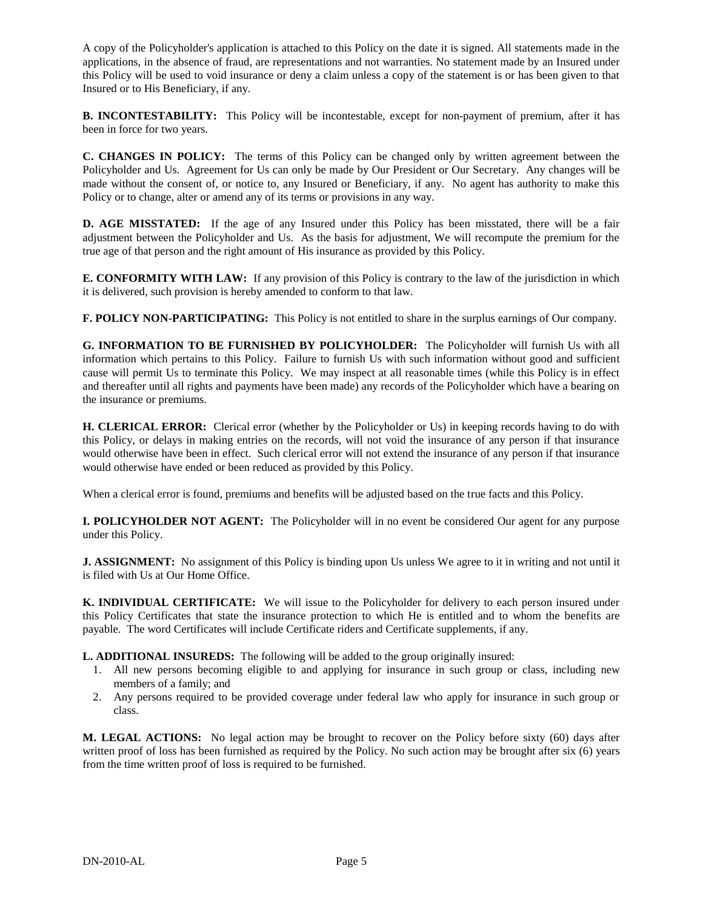A copy of the Policyholder's application is attached to this Policy on the date it is signed. All statements made in the applications, in the absence of fraud, are representations and not warranties. No statement made by an Insured under this Policy will be used to void insurance or deny a claim unless a copy of the statement is or has been given to that Insured or to His Beneficiary, if any.

**B. INCONTESTABILITY:** This Policy will be incontestable, except for non-payment of premium, after it has been in force for two years.

**C. CHANGES IN POLICY:** The terms of this Policy can be changed only by written agreement between the Policyholder and Us. Agreement for Us can only be made by Our President or Our Secretary. Any changes will be made without the consent of, or notice to, any Insured or Beneficiary, if any. No agent has authority to make this Policy or to change, alter or amend any of its terms or provisions in any way.

**D. AGE MISSTATED:** If the age of any Insured under this Policy has been misstated, there will be a fair adjustment between the Policyholder and Us. As the basis for adjustment, We will recompute the premium for the true age of that person and the right amount of His insurance as provided by this Policy.

**E. CONFORMITY WITH LAW:** If any provision of this Policy is contrary to the law of the jurisdiction in which it is delivered, such provision is hereby amended to conform to that law.

**F. POLICY NON-PARTICIPATING:** This Policy is not entitled to share in the surplus earnings of Our company.

**G. INFORMATION TO BE FURNISHED BY POLICYHOLDER:** The Policyholder will furnish Us with all information which pertains to this Policy. Failure to furnish Us with such information without good and sufficient cause will permit Us to terminate this Policy. We may inspect at all reasonable times (while this Policy is in effect and thereafter until all rights and payments have been made) any records of the Policyholder which have a bearing on the insurance or premiums.

**H. CLERICAL ERROR:** Clerical error (whether by the Policyholder or Us) in keeping records having to do with this Policy, or delays in making entries on the records, will not void the insurance of any person if that insurance would otherwise have been in effect. Such clerical error will not extend the insurance of any person if that insurance would otherwise have ended or been reduced as provided by this Policy.

When a clerical error is found, premiums and benefits will be adjusted based on the true facts and this Policy.

**I. POLICYHOLDER NOT AGENT:** The Policyholder will in no event be considered Our agent for any purpose under this Policy.

**J. ASSIGNMENT:** No assignment of this Policy is binding upon Us unless We agree to it in writing and not until it is filed with Us at Our Home Office.

**K. INDIVIDUAL CERTIFICATE:** We will issue to the Policyholder for delivery to each person insured under this Policy Certificates that state the insurance protection to which He is entitled and to whom the benefits are payable. The word Certificates will include Certificate riders and Certificate supplements, if any.

**L. ADDITIONAL INSUREDS:** The following will be added to the group originally insured:

1. All new persons becoming eligible to and applying for insurance in such group or class, including new members of a family; and
2. Any persons required to be provided coverage under federal law who apply for insurance in such group or class.

**M. LEGAL ACTIONS:** No legal action may be brought to recover on the Policy before sixty (60) days after written proof of loss has been furnished as required by the Policy. No such action may be brought after six (6) years from the time written proof of loss is required to be furnished.

DN-2010-AL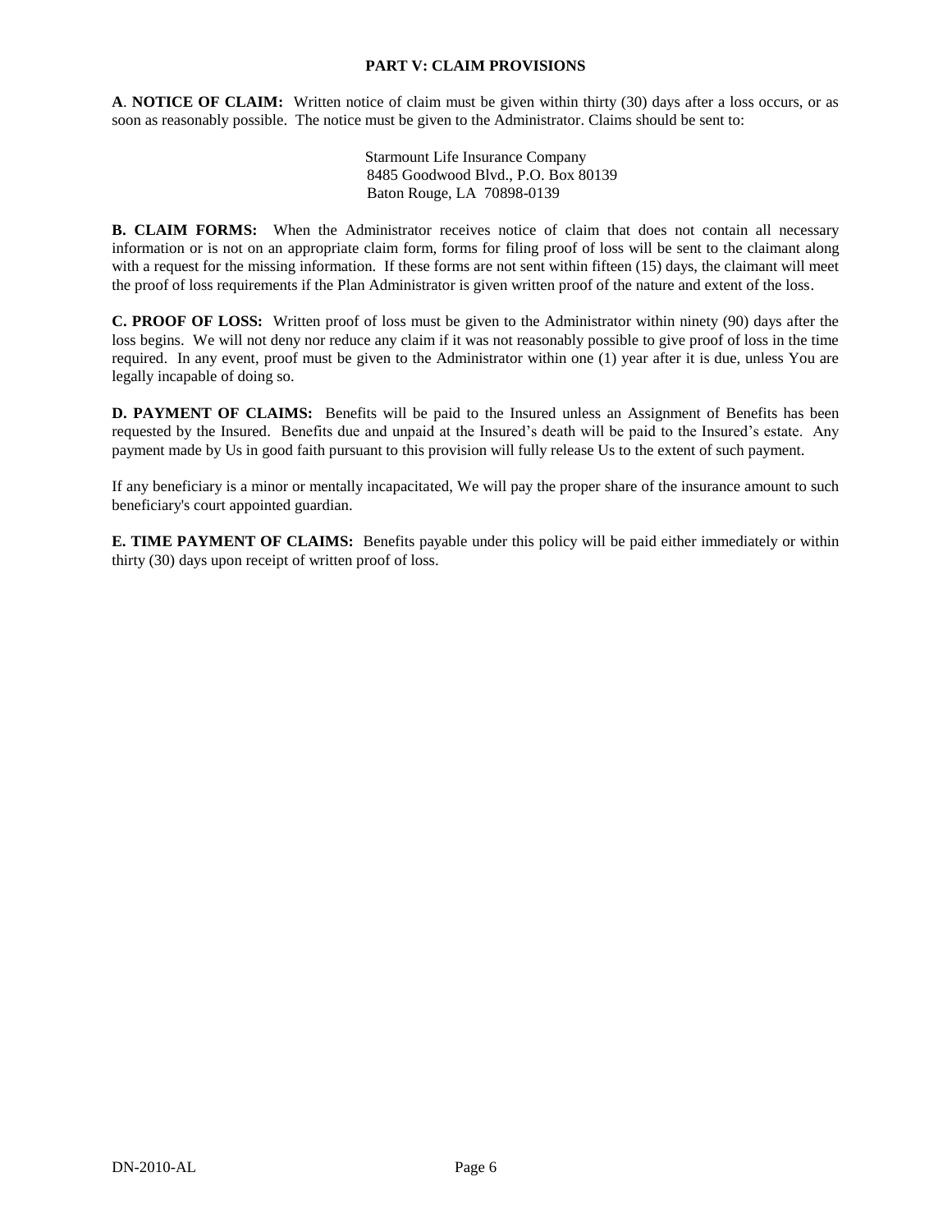## PART V: CLAIM PROVISIONS

**A**. **NOTICE OF CLAIM:** Written notice of claim must be given within thirty (30) days after a loss occurs, or as soon as reasonably possible. The notice must be given to the Administrator. Claims should be sent to:

Starmount Life Insurance Company
8485 Goodwood Blvd., P.O. Box 80139
Baton Rouge, LA 70898-0139

**B. CLAIM FORMS:** When the Administrator receives notice of claim that does not contain all necessary information or is not on an appropriate claim form, forms for filing proof of loss will be sent to the claimant along with a request for the missing information. If these forms are not sent within fifteen (15) days, the claimant will meet the proof of loss requirements if the Plan Administrator is given written proof of the nature and extent of the loss.

**C. PROOF OF LOSS:** Written proof of loss must be given to the Administrator within ninety (90) days after the loss begins. We will not deny nor reduce any claim if it was not reasonably possible to give proof of loss in the time required. In any event, proof must be given to the Administrator within one (1) year after it is due, unless You are legally incapable of doing so.

**D. PAYMENT OF CLAIMS:** Benefits will be paid to the Insured unless an Assignment of Benefits has been requested by the Insured. Benefits due and unpaid at the Insured's death will be paid to the Insured's estate. Any payment made by Us in good faith pursuant to this provision will fully release Us to the extent of such payment.

If any beneficiary is a minor or mentally incapacitated, We will pay the proper share of the insurance amount to such beneficiary's court appointed guardian.

**E. TIME PAYMENT OF CLAIMS:** Benefits payable under this policy will be paid either immediately or within thirty (30) days upon receipt of written proof of loss.

DN-2010-AL